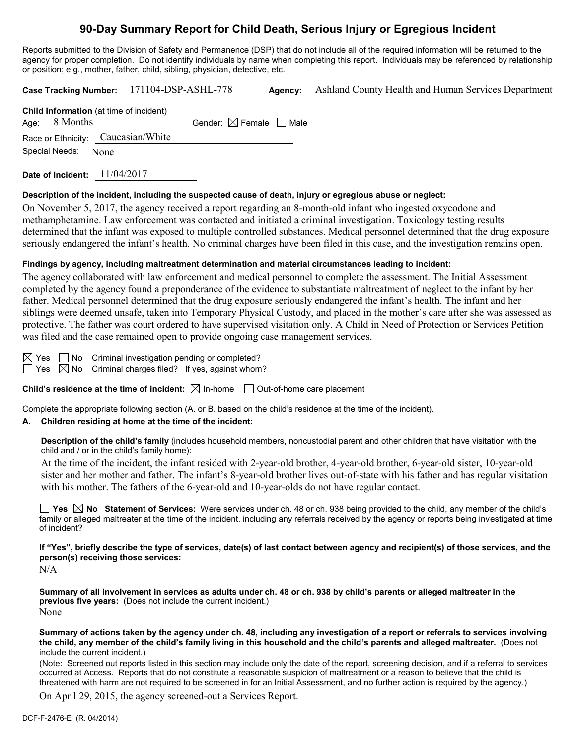# 90-Day Summary Report for Child Death, Serious Injury or Egregious Incident

Reports submitted to the Division of Safety and Permanence (DSP) that do not include all of the required information will be returned to the agency for proper completion. Do not identify individuals by name when completing this report. Individuals may be referenced by relationship or position; e.g., mother, father, child, sibling, physician, detective, etc.

**Case Tracking Number:** 171104-DSP-ASHL-778 **Agency:** Ashland County Health and Human Services Department

**Child Information** (at time of incident)

Age: 8 Months Gender: ☒ Female ☐ Male

Race or Ethnicity: Caucasian/White

Special Needs: None

**Date of Incident:** 11/04/2017

**Description of the incident, including the suspected cause of death, injury or egregious abuse or neglect:**

On November 5, 2017, the agency received a report regarding an 8-month-old infant who ingested oxycodone and methamphetamine. Law enforcement was contacted and initiated a criminal investigation. Toxicology testing results determined that the infant was exposed to multiple controlled substances. Medical personnel determined that the drug exposure seriously endangered the infant's health. No criminal charges have been filed in this case, and the investigation remains open.

**Findings by agency, including maltreatment determination and material circumstances leading to incident:**

The agency collaborated with law enforcement and medical personnel to complete the assessment. The Initial Assessment completed by the agency found a preponderance of the evidence to substantiate maltreatment of neglect to the infant by her father. Medical personnel determined that the drug exposure seriously endangered the infant's health. The infant and her siblings were deemed unsafe, taken into Temporary Physical Custody, and placed in the mother's care after she was assessed as protective. The father was court ordered to have supervised visitation only. A Child in Need of Protection or Services Petition was filed and the case remained open to provide ongoing case management services.

☒ Yes ☐ No Criminal investigation pending or completed?

☐ Yes ☒ No Criminal charges filed? If yes, against whom?

**Child's residence at the time of incident:** ☒ In-home ☐ Out-of-home care placement

Complete the appropriate following section (A. or B. based on the child's residence at the time of the incident).

**A. Children residing at home at the time of the incident:**

**Description of the child's family** (includes household members, noncustodial parent and other children that have visitation with the child and / or in the child's family home):

At the time of the incident, the infant resided with 2-year-old brother, 4-year-old brother, 6-year-old sister, 10-year-old sister and her mother and father. The infant's 8-year-old brother lives out-of-state with his father and has regular visitation with his mother. The fathers of the 6-year-old and 10-year-olds do not have regular contact.

☐ **Yes** ☒ **No Statement of Services:** Were services under ch. 48 or ch. 938 being provided to the child, any member of the child's family or alleged maltreater at the time of the incident, including any referrals received by the agency or reports being investigated at time of incident?

**If "Yes", briefly describe the type of services, date(s) of last contact between agency and recipient(s) of those services, and the person(s) receiving those services:**

N/A

**Summary of all involvement in services as adults under ch. 48 or ch. 938 by child's parents or alleged maltreater in the previous five years:** (Does not include the current incident.)

None

**Summary of actions taken by the agency under ch. 48, including any investigation of a report or referrals to services involving the child, any member of the child's family living in this household and the child's parents and alleged maltreater.** (Does not include the current incident.)

(Note: Screened out reports listed in this section may include only the date of the report, screening decision, and if a referral to services occurred at Access. Reports that do not constitute a reasonable suspicion of maltreatment or a reason to believe that the child is threatened with harm are not required to be screened in for an Initial Assessment, and no further action is required by the agency.)

On April 29, 2015, the agency screened-out a Services Report.

DCF-F-2476-E (R. 04/2014)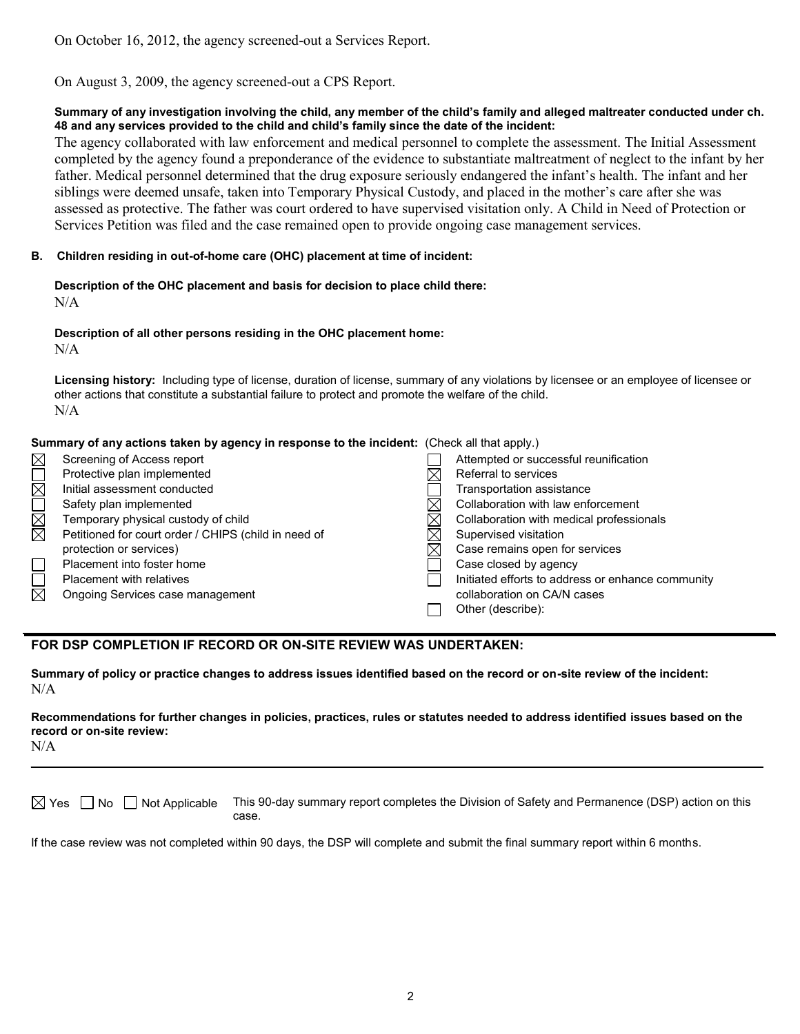On October 16, 2012, the agency screened-out a Services Report.

On August 3, 2009, the agency screened-out a CPS Report.

**Summary of any investigation involving the child, any member of the child's family and alleged maltreater conducted under ch. 48 and any services provided to the child and child's family since the date of the incident:**

The agency collaborated with law enforcement and medical personnel to complete the assessment. The Initial Assessment completed by the agency found a preponderance of the evidence to substantiate maltreatment of neglect to the infant by her father. Medical personnel determined that the drug exposure seriously endangered the infant's health. The infant and her siblings were deemed unsafe, taken into Temporary Physical Custody, and placed in the mother's care after she was assessed as protective. The father was court ordered to have supervised visitation only. A Child in Need of Protection or Services Petition was filed and the case remained open to provide ongoing case management services.

**B. Children residing in out-of-home care (OHC) placement at time of incident:**

**Description of the OHC placement and basis for decision to place child there:**
N/A

**Description of all other persons residing in the OHC placement home:**
N/A

**Licensing history:** Including type of license, duration of license, summary of any violations by licensee or an employee of licensee or other actions that constitute a substantial failure to protect and promote the welfare of the child.
N/A

**Summary of any actions taken by agency in response to the incident:** (Check all that apply.)

- ☒ Screening of Access report
- ☐ Protective plan implemented
- ☒ Initial assessment conducted
- ☐ Safety plan implemented
- ☒ Temporary physical custody of child
- ☒ Petitioned for court order / CHIPS (child in need of protection or services)
- ☐ Placement into foster home
- ☐ Placement with relatives
- ☒ Ongoing Services case management
- ☐ Attempted or successful reunification
- ☒ Referral to services
- ☐ Transportation assistance
- ☒ Collaboration with law enforcement
- ☒ Collaboration with medical professionals
- ☒ Supervised visitation
- ☒ Case remains open for services
- ☐ Case closed by agency
- ☐ Initiated efforts to address or enhance community collaboration on CA/N cases
- ☐ Other (describe):

## FOR DSP COMPLETION IF RECORD OR ON-SITE REVIEW WAS UNDERTAKEN:

**Summary of policy or practice changes to address issues identified based on the record or on-site review of the incident:**
N/A

**Recommendations for further changes in policies, practices, rules or statutes needed to address identified issues based on the record or on-site review:**
N/A

☒ Yes ☐ No ☐ Not Applicable This 90-day summary report completes the Division of Safety and Permanence (DSP) action on this case.

If the case review was not completed within 90 days, the DSP will complete and submit the final summary report within 6 months.